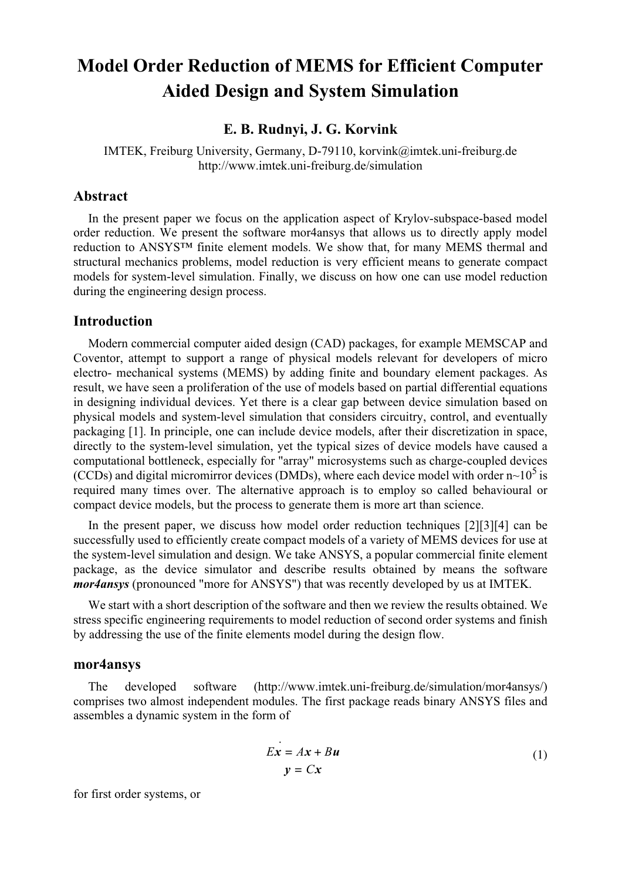# Model Order Reduction of MEMS for Efficient Computer Aided Design and System Simulation

**E. B. Rudnyi, J. G. Korvink**

IMTEK, Freiburg University, Germany, D-79110, korvink@imtek.uni-freiburg.de
http://www.imtek.uni-freiburg.de/simulation

## Abstract

In the present paper we focus on the application aspect of Krylov-subspace-based model order reduction. We present the software mor4ansys that allows us to directly apply model reduction to ANSYS™ finite element models. We show that, for many MEMS thermal and structural mechanics problems, model reduction is very efficient means to generate compact models for system-level simulation. Finally, we discuss on how one can use model reduction during the engineering design process.

## Introduction

Modern commercial computer aided design (CAD) packages, for example MEMSCAP and Coventor, attempt to support a range of physical models relevant for developers of micro electro- mechanical systems (MEMS) by adding finite and boundary element packages. As result, we have seen a proliferation of the use of models based on partial differential equations in designing individual devices. Yet there is a clear gap between device simulation based on physical models and system-level simulation that considers circuitry, control, and eventually packaging [1]. In principle, one can include device models, after their discretization in space, directly to the system-level simulation, yet the typical sizes of device models have caused a computational bottleneck, especially for "array" microsystems such as charge-coupled devices (CCDs) and digital micromirror devices (DMDs), where each device model with order $n \sim 10^5$ is required many times over. The alternative approach is to employ so called behavioural or compact device models, but the process to generate them is more art than science.

In the present paper, we discuss how model order reduction techniques [2][3][4] can be successfully used to efficiently create compact models of a variety of MEMS devices for use at the system-level simulation and design. We take ANSYS, a popular commercial finite element package, as the device simulator and describe results obtained by means the software ***mor4ansys*** (pronounced "more for ANSYS") that was recently developed by us at IMTEK.

We start with a short description of the software and then we review the results obtained. We stress specific engineering requirements to model reduction of second order systems and finish by addressing the use of the finite elements model during the design flow.

## mor4ansys

The developed software (http://www.imtek.uni-freiburg.de/simulation/mor4ansys/) comprises two almost independent modules. The first package reads binary ANSYS files and assembles a dynamic system in the form of

$$
\begin{aligned}
E\dot{\boldsymbol{x}} &= A\boldsymbol{x} + B\boldsymbol{u} \\
\boldsymbol{y} &= C\boldsymbol{x}
\end{aligned}
\tag{1}
$$

for first order systems, or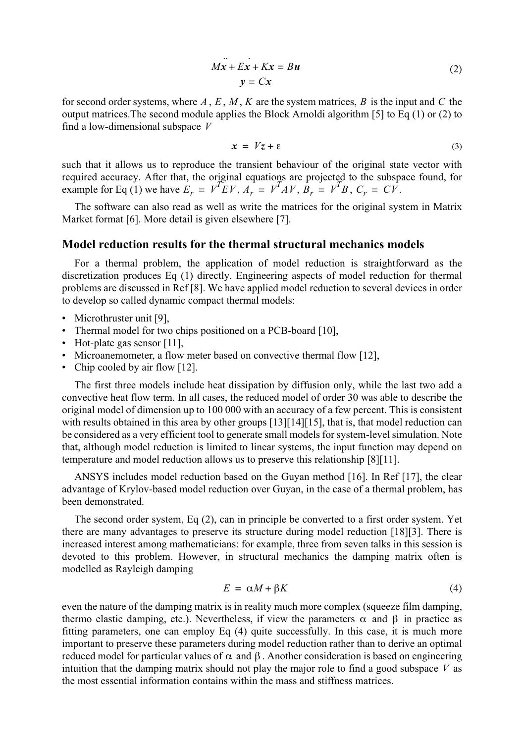$$M\ddot{x} + E\dot{x} + Kx = Bu$$
$$y = Cx \tag{2}$$

for second order systems, where $A$, $E$, $M$, $K$ are the system matrices, $B$ is the input and $C$ the output matrices.The second module applies the Block Arnoldi algorithm [5] to Eq (1) or (2) to find a low-dimensional subspace $V$

$$x = Vz + \varepsilon \tag{3}$$

such that it allows us to reproduce the transient behaviour of the original state vector with required accuracy. After that, the original equations are projected to the subspace found, for example for Eq (1) we have $E_r = V^T EV$, $A_r = V^T AV$, $B_r = V^T B$, $C_r = CV$.

The software can also read as well as write the matrices for the original system in Matrix Market format [6]. More detail is given elsewhere [7].

## Model reduction results for the thermal structural mechanics models

For a thermal problem, the application of model reduction is straightforward as the discretization produces Eq (1) directly. Engineering aspects of model reduction for thermal problems are discussed in Ref [8]. We have applied model reduction to several devices in order to develop so called dynamic compact thermal models:

- Microthruster unit [9],
- Thermal model for two chips positioned on a PCB-board [10],
- Hot-plate gas sensor [11],
- Microanemometer, a flow meter based on convective thermal flow [12],
- Chip cooled by air flow [12].

The first three models include heat dissipation by diffusion only, while the last two add a convective heat flow term. In all cases, the reduced model of order 30 was able to describe the original model of dimension up to 100 000 with an accuracy of a few percent. This is consistent with results obtained in this area by other groups [13][14][15], that is, that model reduction can be considered as a very efficient tool to generate small models for system-level simulation. Note that, although model reduction is limited to linear systems, the input function may depend on temperature and model reduction allows us to preserve this relationship [8][11].

ANSYS includes model reduction based on the Guyan method [16]. In Ref [17], the clear advantage of Krylov-based model reduction over Guyan, in the case of a thermal problem, has been demonstrated.

The second order system, Eq (2), can in principle be converted to a first order system. Yet there are many advantages to preserve its structure during model reduction [18][3]. There is increased interest among mathematicians: for example, three from seven talks in this session is devoted to this problem. However, in structural mechanics the damping matrix often is modelled as Rayleigh damping

$$E = \alpha M + \beta K \tag{4}$$

even the nature of the damping matrix is in reality much more complex (squeeze film damping, thermo elastic damping, etc.). Nevertheless, if view the parameters $\alpha$ and $\beta$ in practice as fitting parameters, one can employ Eq (4) quite successfully. In this case, it is much more important to preserve these parameters during model reduction rather than to derive an optimal reduced model for particular values of $\alpha$ and $\beta$. Another consideration is based on engineering intuition that the damping matrix should not play the major role to find a good subspace $V$ as the most essential information contains within the mass and stiffness matrices.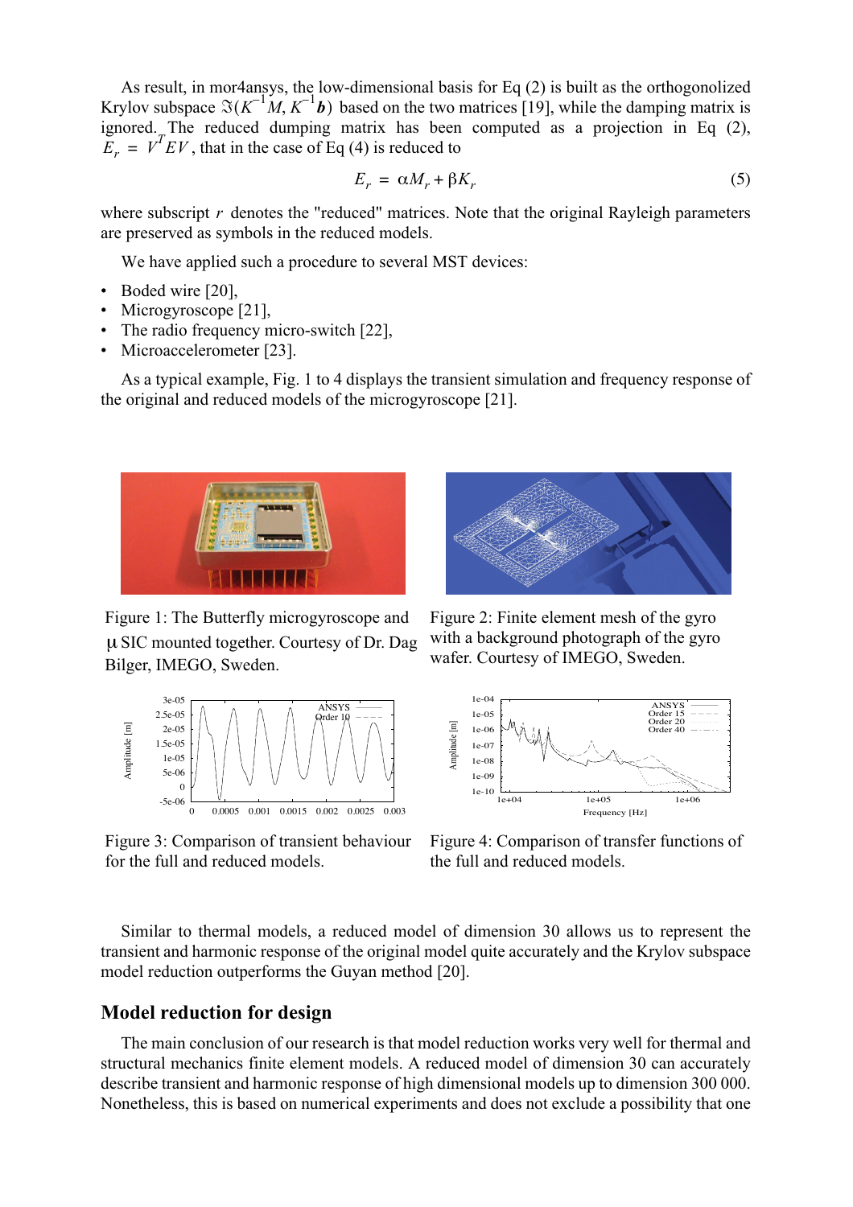As result, in mor4ansys, the low-dimensional basis for Eq (2) is built as the orthogonolized Krylov subspace $\Im(K^{-1}M, K^{-1}\boldsymbol{b})$ based on the two matrices [19], while the damping matrix is ignored. The reduced dumping matrix has been computed as a projection in Eq (2), $E_r = V^T E V$, that in the case of Eq (4) is reduced to

$$E_r = \alpha M_r + \beta K_r \tag{5}$$

where subscript $r$ denotes the "reduced" matrices. Note that the original Rayleigh parameters are preserved as symbols in the reduced models.

We have applied such a procedure to several MST devices:

- Boded wire [20],
- Microgyroscope [21],
- The radio frequency micro-switch [22],
- Microaccelerometer [23].

As a typical example, Fig. 1 to 4 displays the transient simulation and frequency response of the original and reduced models of the microgyroscope [21].

Figure 1: The Butterfly microgyroscope and µ SIC mounted together. Courtesy of Dr. Dag Bilger, IMEGO, Sweden.

Figure 2: Finite element mesh of the gyro with a background photograph of the gyro wafer. Courtesy of IMEGO, Sweden.

Amplitude [m]
3e-05
2.5e-05
2e-05
1.5e-05
1e-05
5e-06
0
-5e-06
0 0.0005 0.001 0.0015 0.002 0.0025 0.003
ANSYS
Order 10

Figure 3: Comparison of transient behaviour for the full and reduced models.

Amplitude [m]
1e-04
1e-05
1e-06
1e-07
1e-08
1e-09
1e-10
1e+04 1e+05 1e+06
Frequency [Hz]
ANSYS
Order 15
Order 20
Order 40

Figure 4: Comparison of transfer functions of the full and reduced models.

Similar to thermal models, a reduced model of dimension 30 allows us to represent the transient and harmonic response of the original model quite accurately and the Krylov subspace model reduction outperforms the Guyan method [20].

## Model reduction for design

The main conclusion of our research is that model reduction works very well for thermal and structural mechanics finite element models. A reduced model of dimension 30 can accurately describe transient and harmonic response of high dimensional models up to dimension 300 000. Nonetheless, this is based on numerical experiments and does not exclude a possibility that one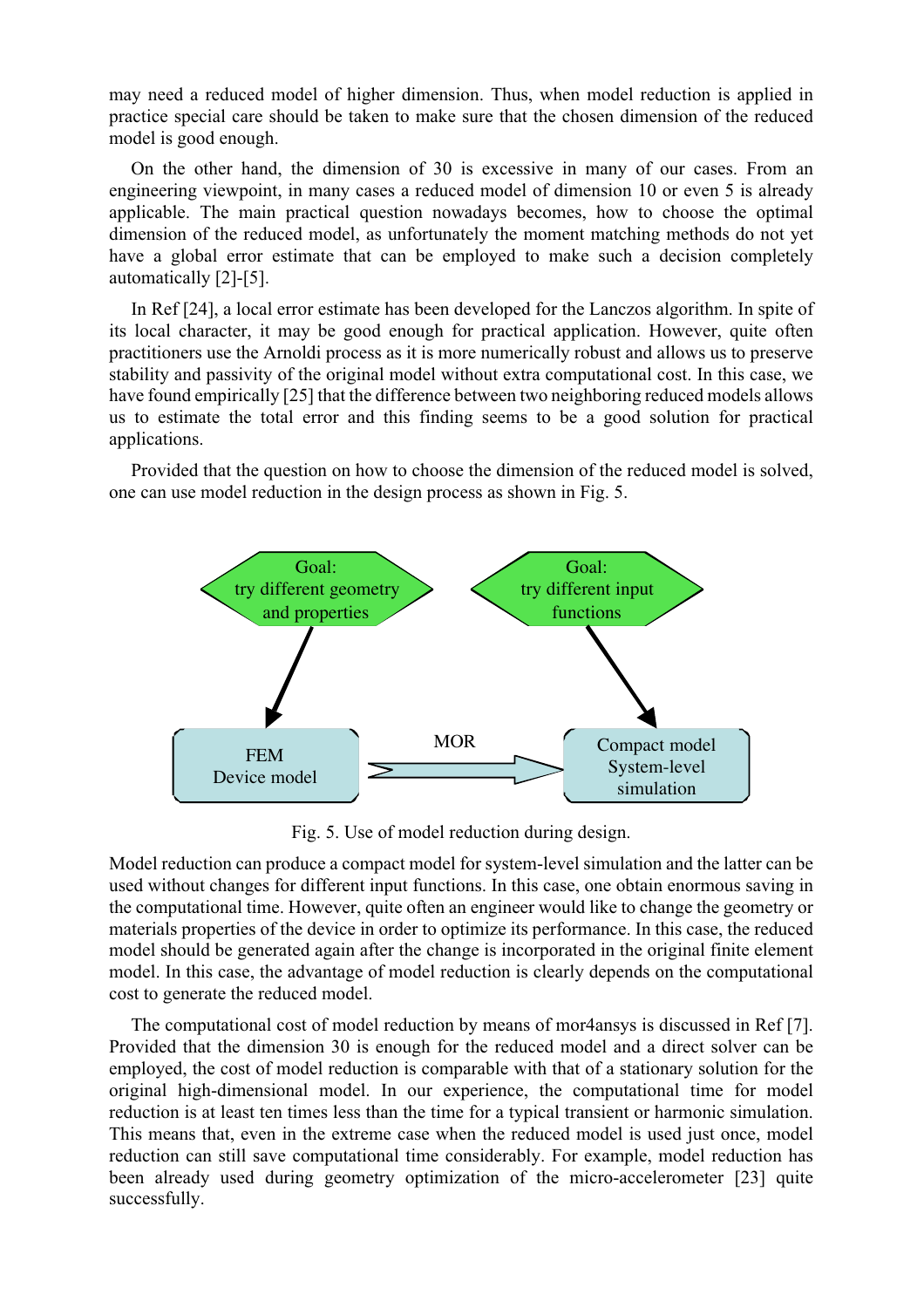may need a reduced model of higher dimension. Thus, when model reduction is applied in practice special care should be taken to make sure that the chosen dimension of the reduced model is good enough.

On the other hand, the dimension of 30 is excessive in many of our cases. From an engineering viewpoint, in many cases a reduced model of dimension 10 or even 5 is already applicable. The main practical question nowadays becomes, how to choose the optimal dimension of the reduced model, as unfortunately the moment matching methods do not yet have a global error estimate that can be employed to make such a decision completely automatically [2]-[5].

In Ref [24], a local error estimate has been developed for the Lanczos algorithm. In spite of its local character, it may be good enough for practical application. However, quite often practitioners use the Arnoldi process as it is more numerically robust and allows us to preserve stability and passivity of the original model without extra computational cost. In this case, we have found empirically [25] that the difference between two neighboring reduced models allows us to estimate the total error and this finding seems to be a good solution for practical applications.

Provided that the question on how to choose the dimension of the reduced model is solved, one can use model reduction in the design process as shown in Fig. 5.

Goal:
try different geometry
and properties

Goal:
try different input
functions

FEM
Device model

MOR

Compact model
System-level
simulation

Fig. 5. Use of model reduction during design.

Model reduction can produce a compact model for system-level simulation and the latter can be used without changes for different input functions. In this case, one obtain enormous saving in the computational time. However, quite often an engineer would like to change the geometry or materials properties of the device in order to optimize its performance. In this case, the reduced model should be generated again after the change is incorporated in the original finite element model. In this case, the advantage of model reduction is clearly depends on the computational cost to generate the reduced model.

The computational cost of model reduction by means of mor4ansys is discussed in Ref [7]. Provided that the dimension 30 is enough for the reduced model and a direct solver can be employed, the cost of model reduction is comparable with that of a stationary solution for the original high-dimensional model. In our experience, the computational time for model reduction is at least ten times less than the time for a typical transient or harmonic simulation. This means that, even in the extreme case when the reduced model is used just once, model reduction can still save computational time considerably. For example, model reduction has been already used during geometry optimization of the micro-accelerometer [23] quite successfully.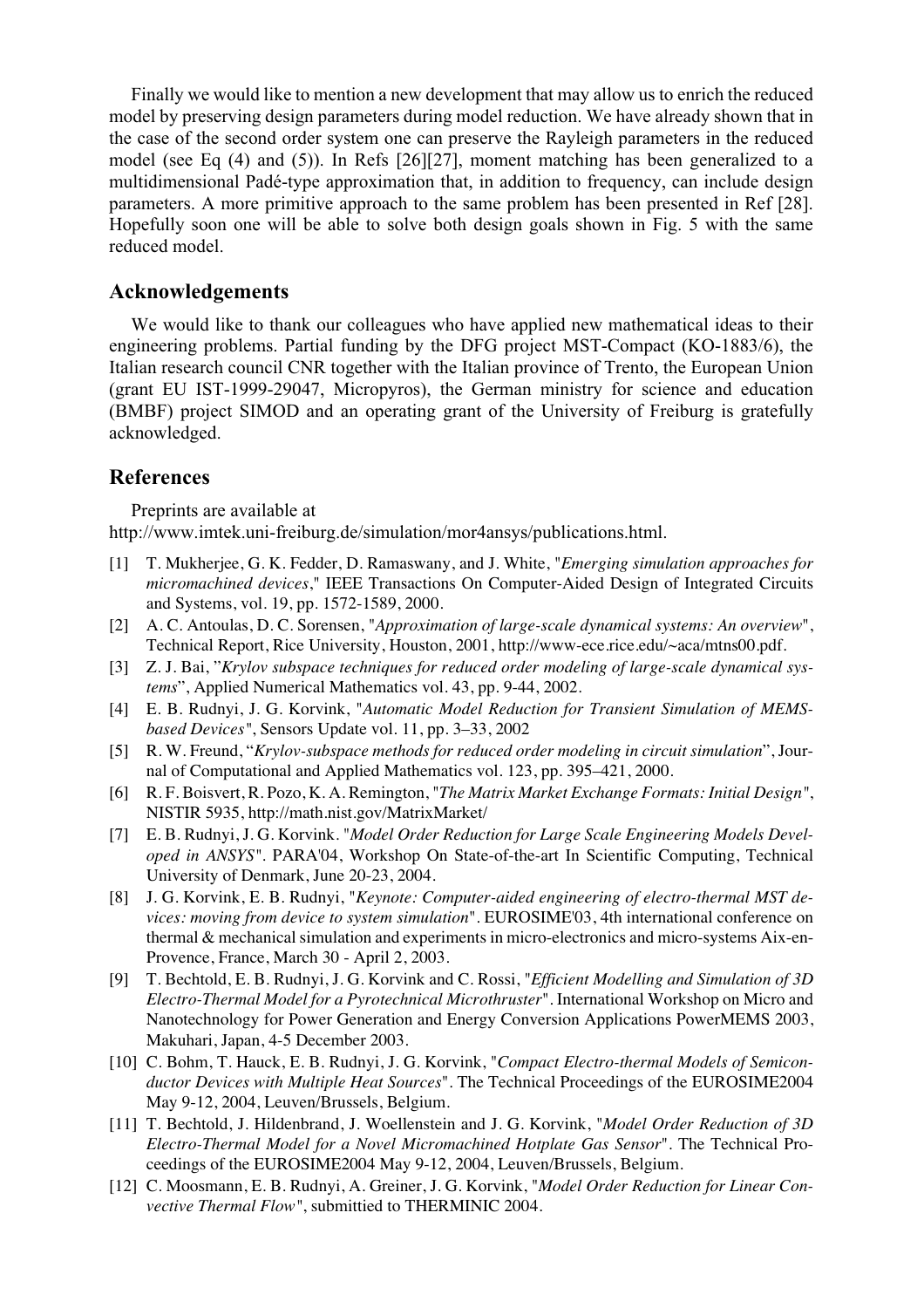Finally we would like to mention a new development that may allow us to enrich the reduced model by preserving design parameters during model reduction. We have already shown that in the case of the second order system one can preserve the Rayleigh parameters in the reduced model (see Eq (4) and (5)). In Refs [26][27], moment matching has been generalized to a multidimensional Padé-type approximation that, in addition to frequency, can include design parameters. A more primitive approach to the same problem has been presented in Ref [28]. Hopefully soon one will be able to solve both design goals shown in Fig. 5 with the same reduced model.

## Acknowledgements

We would like to thank our colleagues who have applied new mathematical ideas to their engineering problems. Partial funding by the DFG project MST-Compact (KO-1883/6), the Italian research council CNR together with the Italian province of Trento, the European Union (grant EU IST-1999-29047, Micropyros), the German ministry for science and education (BMBF) project SIMOD and an operating grant of the University of Freiburg is gratefully acknowledged.

## References

Preprints are available at
http://www.imtek.uni-freiburg.de/simulation/mor4ansys/publications.html.

- [1] T. Mukherjee, G. K. Fedder, D. Ramaswany, and J. White, "*Emerging simulation approaches for micromachined devices*," IEEE Transactions On Computer-Aided Design of Integrated Circuits and Systems, vol. 19, pp. 1572-1589, 2000.
- [2] A. C. Antoulas, D. C. Sorensen, "*Approximation of large-scale dynamical systems: An overview*", Technical Report, Rice University, Houston, 2001, http://www-ece.rice.edu/~aca/mtns00.pdf.
- [3] Z. J. Bai, "*Krylov subspace techniques for reduced order modeling of large-scale dynamical systems*", Applied Numerical Mathematics vol. 43, pp. 9-44, 2002.
- [4] E. B. Rudnyi, J. G. Korvink, "*Automatic Model Reduction for Transient Simulation of MEMS-based Devices*", Sensors Update vol. 11, pp. 3–33, 2002
- [5] R. W. Freund, "*Krylov-subspace methods for reduced order modeling in circuit simulation*", Journal of Computational and Applied Mathematics vol. 123, pp. 395–421, 2000.
- [6] R. F. Boisvert, R. Pozo, K. A. Remington, "*The Matrix Market Exchange Formats: Initial Design*", NISTIR 5935, http://math.nist.gov/MatrixMarket/
- [7] E. B. Rudnyi, J. G. Korvink. "*Model Order Reduction for Large Scale Engineering Models Developed in ANSYS*". PARA'04, Workshop On State-of-the-art In Scientific Computing, Technical University of Denmark, June 20-23, 2004.
- [8] J. G. Korvink, E. B. Rudnyi, "*Keynote: Computer-aided engineering of electro-thermal MST devices: moving from device to system simulation*". EUROSIME'03, 4th international conference on thermal & mechanical simulation and experiments in micro-electronics and micro-systems Aix-en-Provence, France, March 30 - April 2, 2003.
- [9] T. Bechtold, E. B. Rudnyi, J. G. Korvink and C. Rossi, "*Efficient Modelling and Simulation of 3D Electro-Thermal Model for a Pyrotechnical Microthruster*". International Workshop on Micro and Nanotechnology for Power Generation and Energy Conversion Applications PowerMEMS 2003, Makuhari, Japan, 4-5 December 2003.
- [10] C. Bohm, T. Hauck, E. B. Rudnyi, J. G. Korvink, "*Compact Electro-thermal Models of Semiconductor Devices with Multiple Heat Sources*". The Technical Proceedings of the EUROSIME2004 May 9-12, 2004, Leuven/Brussels, Belgium.
- [11] T. Bechtold, J. Hildenbrand, J. Woellenstein and J. G. Korvink, "*Model Order Reduction of 3D Electro-Thermal Model for a Novel Micromachined Hotplate Gas Sensor*". The Technical Proceedings of the EUROSIME2004 May 9-12, 2004, Leuven/Brussels, Belgium.
- [12] C. Moosmann, E. B. Rudnyi, A. Greiner, J. G. Korvink, "*Model Order Reduction for Linear Convective Thermal Flow*", submittied to THERMINIC 2004.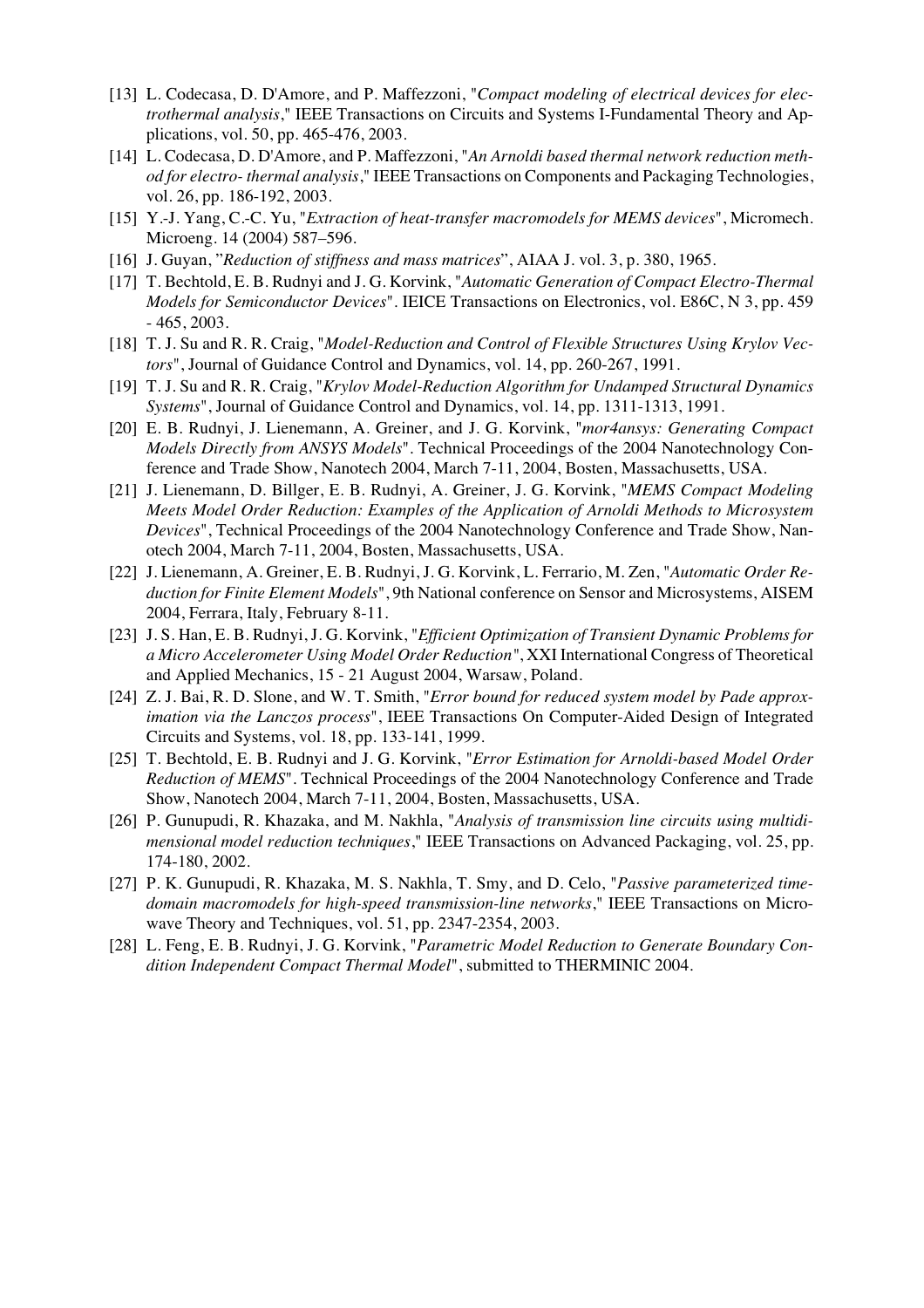[13] L. Codecasa, D. D'Amore, and P. Maffezzoni, "*Compact modeling of electrical devices for electrothermal analysis*," IEEE Transactions on Circuits and Systems I-Fundamental Theory and Applications, vol. 50, pp. 465-476, 2003.

[14] L. Codecasa, D. D'Amore, and P. Maffezzoni, "*An Arnoldi based thermal network reduction method for electro- thermal analysis*," IEEE Transactions on Components and Packaging Technologies, vol. 26, pp. 186-192, 2003.

[15] Y.-J. Yang, C.-C. Yu, "*Extraction of heat-transfer macromodels for MEMS devices*", Micromech. Microeng. 14 (2004) 587–596.

[16] J. Guyan, "*Reduction of stiffness and mass matrices*", AIAA J. vol. 3, p. 380, 1965.

[17] T. Bechtold, E. B. Rudnyi and J. G. Korvink, "*Automatic Generation of Compact Electro-Thermal Models for Semiconductor Devices*". IEICE Transactions on Electronics, vol. E86C, N 3, pp. 459 - 465, 2003.

[18] T. J. Su and R. R. Craig, "*Model-Reduction and Control of Flexible Structures Using Krylov Vectors*", Journal of Guidance Control and Dynamics, vol. 14, pp. 260-267, 1991.

[19] T. J. Su and R. R. Craig, "*Krylov Model-Reduction Algorithm for Undamped Structural Dynamics Systems*", Journal of Guidance Control and Dynamics, vol. 14, pp. 1311-1313, 1991.

[20] E. B. Rudnyi, J. Lienemann, A. Greiner, and J. G. Korvink, "*mor4ansys: Generating Compact Models Directly from ANSYS Models*". Technical Proceedings of the 2004 Nanotechnology Conference and Trade Show, Nanotech 2004, March 7-11, 2004, Bosten, Massachusetts, USA.

[21] J. Lienemann, D. Billger, E. B. Rudnyi, A. Greiner, J. G. Korvink, "*MEMS Compact Modeling Meets Model Order Reduction: Examples of the Application of Arnoldi Methods to Microsystem Devices*", Technical Proceedings of the 2004 Nanotechnology Conference and Trade Show, Nanotech 2004, March 7-11, 2004, Bosten, Massachusetts, USA.

[22] J. Lienemann, A. Greiner, E. B. Rudnyi, J. G. Korvink, L. Ferrario, M. Zen, "*Automatic Order Reduction for Finite Element Models*", 9th National conference on Sensor and Microsystems, AISEM 2004, Ferrara, Italy, February 8-11.

[23] J. S. Han, E. B. Rudnyi, J. G. Korvink, "*Efficient Optimization of Transient Dynamic Problems for a Micro Accelerometer Using Model Order Reduction*", XXI International Congress of Theoretical and Applied Mechanics, 15 - 21 August 2004, Warsaw, Poland.

[24] Z. J. Bai, R. D. Slone, and W. T. Smith, "*Error bound for reduced system model by Pade approximation via the Lanczos process*", IEEE Transactions On Computer-Aided Design of Integrated Circuits and Systems, vol. 18, pp. 133-141, 1999.

[25] T. Bechtold, E. B. Rudnyi and J. G. Korvink, "*Error Estimation for Arnoldi-based Model Order Reduction of MEMS*". Technical Proceedings of the 2004 Nanotechnology Conference and Trade Show, Nanotech 2004, March 7-11, 2004, Bosten, Massachusetts, USA.

[26] P. Gunupudi, R. Khazaka, and M. Nakhla, "*Analysis of transmission line circuits using multidimensional model reduction techniques*," IEEE Transactions on Advanced Packaging, vol. 25, pp. 174-180, 2002.

[27] P. K. Gunupudi, R. Khazaka, M. S. Nakhla, T. Smy, and D. Celo, "*Passive parameterized time-domain macromodels for high-speed transmission-line networks*," IEEE Transactions on Microwave Theory and Techniques, vol. 51, pp. 2347-2354, 2003.

[28] L. Feng, E. B. Rudnyi, J. G. Korvink, "*Parametric Model Reduction to Generate Boundary Condition Independent Compact Thermal Model*", submitted to THERMINIC 2004.